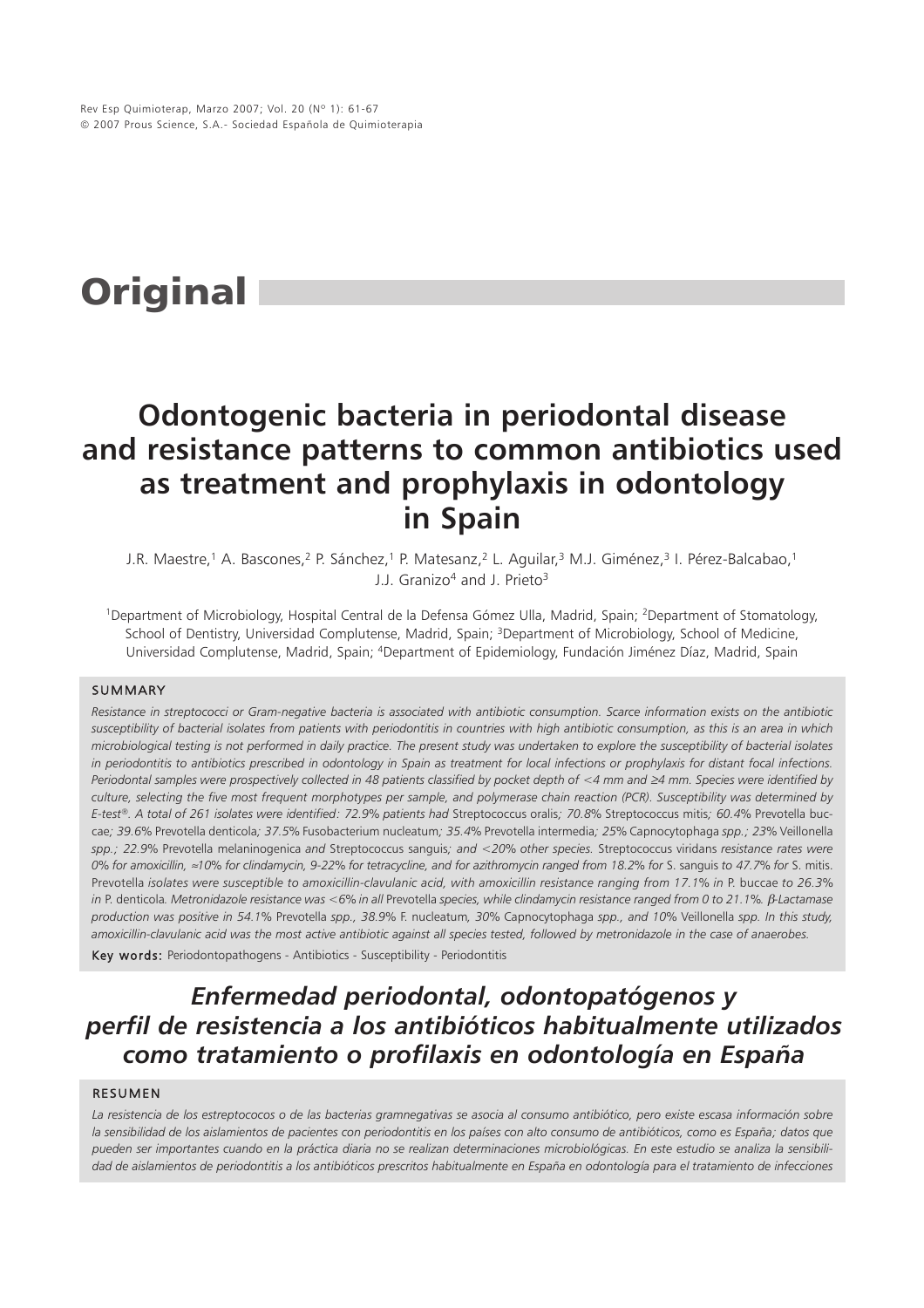# Original

# Odontogenic bacteria in periodontal disease and resistance patterns to common antibiotics used as treatment and prophylaxis in odontology in Spain

J.R. Maestre,[1] A. Bascones,[2] P. Sánchez,[1] P. Matesanz,[2] L. Aguilar,[3] M.J. Giménez,[3] I. Pérez-Balcabao,[1] J.J. Granizo[4] and J. Prieto[3]

[1]Department of Microbiology, Hospital Central de la Defensa Gómez Ulla, Madrid, Spain; [2]Department of Stomatology, School of Dentistry, Universidad Complutense, Madrid, Spain; [3]Department of Microbiology, School of Medicine, Universidad Complutense, Madrid, Spain; [4]Department of Epidemiology, Fundación Jiménez Díaz, Madrid, Spain

## SUMMARY

*Resistance in streptococci or Gram-negative bacteria is associated with antibiotic consumption. Scarce information exists on the antibiotic susceptibility of bacterial isolates from patients with periodontitis in countries with high antibiotic consumption, as this is an area in which microbiological testing is not performed in daily practice. The present study was undertaken to explore the susceptibility of bacterial isolates in periodontitis to antibiotics prescribed in odontology in Spain as treatment for local infections or prophylaxis for distant focal infections. Periodontal samples were prospectively collected in 48 patients classified by pocket depth of <4 mm and ≥4 mm. Species were identified by culture, selecting the five most frequent morphotypes per sample, and polymerase chain reaction (PCR). Susceptibility was determined by E-test®. A total of 261 isolates were identified: 72.9% patients had* Streptococcus oralis*; 70.8%* Streptococcus mitis*; 60.4%* Prevotella buccae*; 39.6%* Prevotella denticola*; 37.5%* Fusobacterium nucleatum*; 35.4%* Prevotella intermedia*; 25%* Capnocytophaga *spp.; 23%* Veillonella *spp.; 22.9%* Prevotella melaninogenica *and* Streptococcus sanguis*; and <20% other species.* Streptococcus viridans *resistance rates were 0% for amoxicillin, ≈10% for clindamycin, 9-22% for tetracycline, and for azithromycin ranged from 18.2% for* S. sanguis *to 47.7% for* S. mitis*.* Prevotella *isolates were susceptible to amoxicillin-clavulanic acid, with amoxicillin resistance ranging from 17.1% in* P. buccae *to 26.3% in* P. denticola*. Metronidazole resistance was <6% in all* Prevotella *species, while clindamycin resistance ranged from 0 to 21.1%. β-Lactamase production was positive in 54.1%* Prevotella *spp., 38.9%* F. nucleatum*, 30%* Capnocytophaga *spp., and 10%* Veillonella *spp. In this study, amoxicillin-clavulanic acid was the most active antibiotic against all species tested, followed by metronidazole in the case of anaerobes.*

**Key words:** Periodontopathogens - Antibiotics - Susceptibility - Periodontitis

# *Enfermedad periodontal, odontopatógenos y perfil de resistencia a los antibióticos habitualmente utilizados como tratamiento o profilaxis en odontología en España*

## RESUMEN

*La resistencia de los estreptococos o de las bacterias gramnegativas se asocia al consumo antibiótico, pero existe escasa información sobre la sensibilidad de los aislamientos de pacientes con periodontitis en los países con alto consumo de antibióticos, como es España; datos que pueden ser importantes cuando en la práctica diaria no se realizan determinaciones microbiológicas. En este estudio se analiza la sensibilidad de aislamientos de periodontitis a los antibióticos prescritos habitualmente en España en odontología para el tratamiento de infecciones*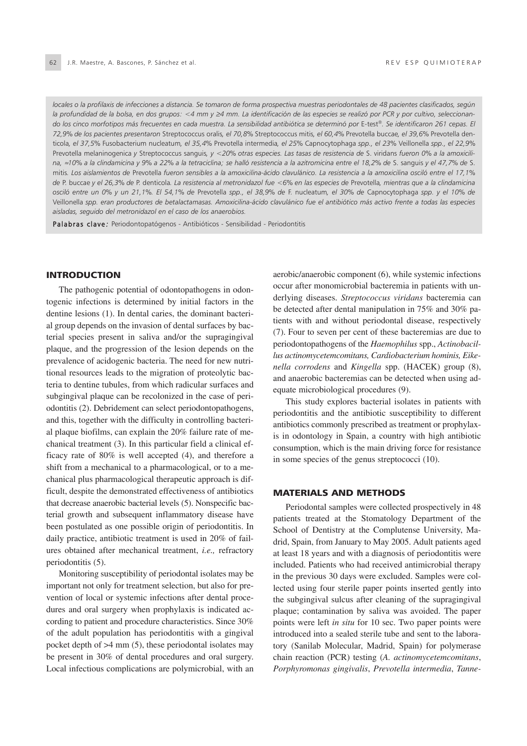*locales o la profilaxis de infecciones a distancia. Se tomaron de forma prospectiva muestras periodontales de 48 pacientes clasificados, según la profundidad de la bolsa, en dos grupos: <4 mm y ≥4 mm. La identificación de las especies se realizó por PCR y por cultivo, seleccionando los cinco morfotipos más frecuentes en cada muestra. La sensibilidad antibiótica se determinó por* E-test®*. Se identificaron 261 cepas. El 72,9% de los pacientes presentaron* Streptococcus oralis*, el 70,8%* Streptococcus mitis*, el 60,4%* Prevotella buccae*, el 39,6%* Prevotella denticola*, el 37,5%* Fusobacterium nucleatum*, el 35,4%* Prevotella intermedia*, el 25%* Capnocytophaga *spp., el 23%* Veillonella *spp., el 22,9%* Prevotella melaninogenica *y* Streptococcus sanguis*, y <20% otras especies. Las tasas de resistencia de* S. viridans *fueron 0% a la amoxicilina, ≈10% a la clindamicina y 9% a 22% a la tetraciclina; se halló resistencia a la azitromicina entre el 18,2% de* S. sanguis *y el 47,7% de* S. mitis*. Los aislamientos de* Prevotella *fueron sensibles a la amoxicilina-ácido clavulánico. La resistencia a la amoxicilina osciló entre el 17,1% de* P. buccae *y el 26,3% de* P. denticola*. La resistencia al metronidazol fue <6% en las especies de* Prevotella*, mientras que a la clindamicina osciló entre un 0% y un 21,1%. El 54,1% de* Prevotella *spp., el 38,9% de* F. nucleatum*, el 30% de* Capnocytophaga *spp. y el 10% de* Veillonella *spp. eran productores de betalactamasas. Amoxicilina-ácido clavulánico fue el antibiótico más activo frente a todas las especies aisladas, seguido del metronidazol en el caso de los anaerobios.*

**Palabras clave***:* Periodontopatógenos - Antibióticos - Sensibilidad - Periodontitis

## INTRODUCTION

The pathogenic potential of odontopathogens in odontogenic infections is determined by initial factors in the dentine lesions (1). In dental caries, the dominant bacterial group depends on the invasion of dental surfaces by bacterial species present in saliva and/or the supragingival plaque, and the progression of the lesion depends on the prevalence of acidogenic bacteria. The need for new nutritional resources leads to the migration of proteolytic bacteria to dentine tubules, from which radicular surfaces and subgingival plaque can be recolonized in the case of periodontitis (2). Debridement can select periodontopathogens, and this, together with the difficulty in controlling bacterial plaque biofilms, can explain the 20% failure rate of mechanical treatment (3). In this particular field a clinical efficacy rate of 80% is well accepted (4), and therefore a shift from a mechanical to a pharmacological, or to a mechanical plus pharmacological therapeutic approach is difficult, despite the demonstrated effectiveness of antibiotics that decrease anaerobic bacterial levels (5). Nonspecific bacterial growth and subsequent inflammatory disease have been postulated as one possible origin of periodontitis. In daily practice, antibiotic treatment is used in 20% of failures obtained after mechanical treatment, *i.e.,* refractory periodontitis (5).

Monitoring susceptibility of periodontal isolates may be important not only for treatment selection, but also for prevention of local or systemic infections after dental procedures and oral surgery when prophylaxis is indicated according to patient and procedure characteristics. Since 30% of the adult population has periodontitis with a gingival pocket depth of >4 mm (5), these periodontal isolates may be present in 30% of dental procedures and oral surgery. Local infectious complications are polymicrobial, with an aerobic/anaerobic component (6), while systemic infections occur after monomicrobial bacteremia in patients with underlying diseases. *Streptococcus viridans* bacteremia can be detected after dental manipulation in 75% and 30% patients with and without periodontal disease, respectively (7). Four to seven per cent of these bacteremias are due to periodontopathogens of the *Haemophilus* spp., *Actinobacillus actinomycetemcomitans, Cardiobacterium hominis, Eikenella corrodens* and *Kingella* spp. (HACEK) group (8), and anaerobic bacteremias can be detected when using adequate microbiological procedures (9).

This study explores bacterial isolates in patients with periodontitis and the antibiotic susceptibility to different antibiotics commonly prescribed as treatment or prophylaxis in odontology in Spain, a country with high antibiotic consumption, which is the main driving force for resistance in some species of the genus streptococci (10).

## MATERIALS AND METHODS

Periodontal samples were collected prospectively in 48 patients treated at the Stomatology Department of the School of Dentistry at the Complutense University, Madrid, Spain, from January to May 2005. Adult patients aged at least 18 years and with a diagnosis of periodontitis were included. Patients who had received antimicrobial therapy in the previous 30 days were excluded. Samples were collected using four sterile paper points inserted gently into the subgingival sulcus after cleaning of the supragingival plaque; contamination by saliva was avoided. The paper points were left *in situ* for 10 sec. Two paper points were introduced into a sealed sterile tube and sent to the laboratory (Sanilab Molecular, Madrid, Spain) for polymerase chain reaction (PCR) testing (*A. actinomycetemcomitans*, *Porphyromonas gingivalis*, *Prevotella intermedia*, *Tanne-*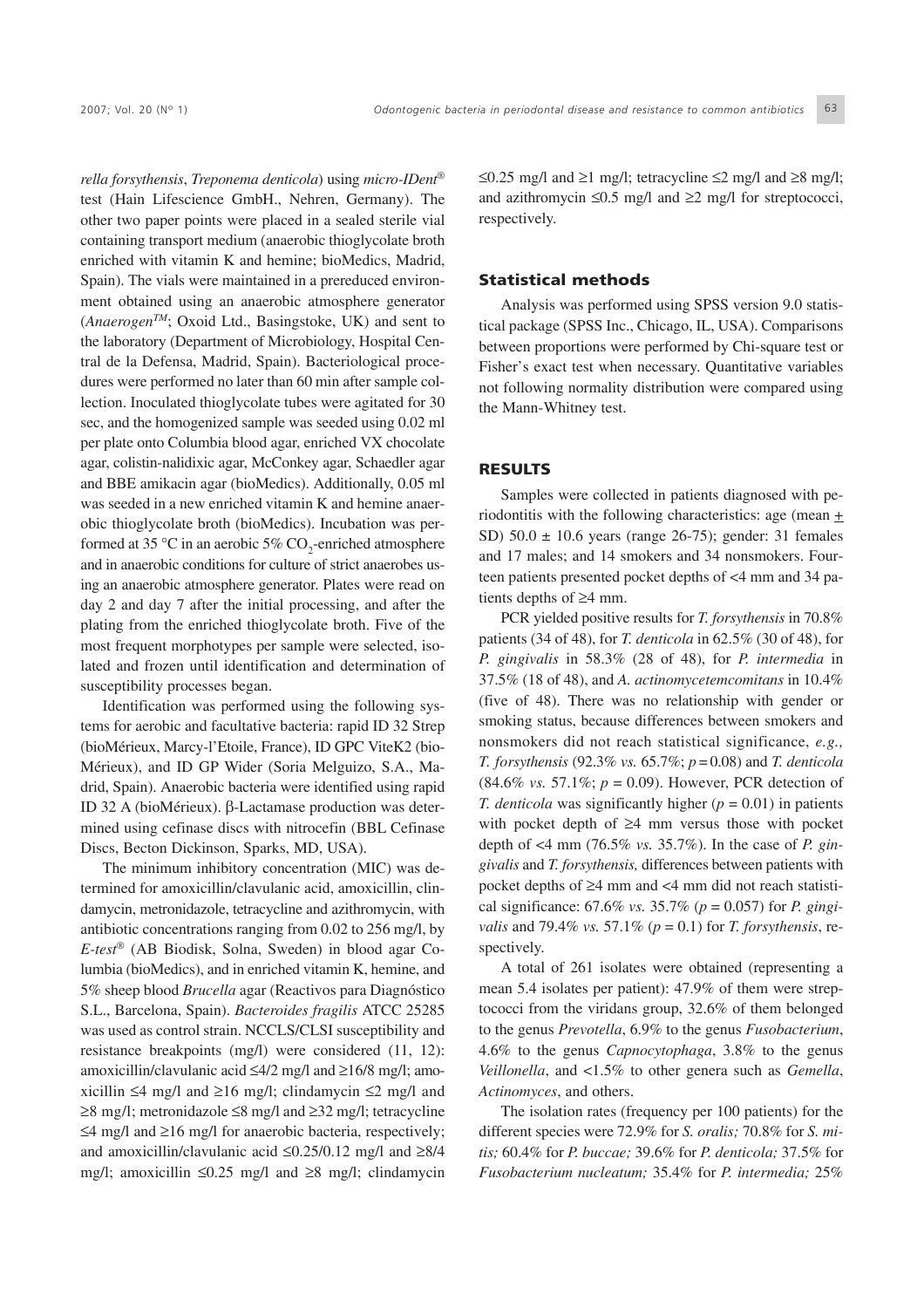*rella forsythensis*, *Treponema denticola*) using *micro-IDent*® test (Hain Lifescience GmbH., Nehren, Germany). The other two paper points were placed in a sealed sterile vial containing transport medium (anaerobic thioglycolate broth enriched with vitamin K and hemine; bioMedics, Madrid, Spain). The vials were maintained in a prereduced environment obtained using an anaerobic atmosphere generator (*Anaerogen™*; Oxoid Ltd., Basingstoke, UK) and sent to the laboratory (Department of Microbiology, Hospital Central de la Defensa, Madrid, Spain). Bacteriological procedures were performed no later than 60 min after sample collection. Inoculated thioglycolate tubes were agitated for 30 sec, and the homogenized sample was seeded using 0.02 ml per plate onto Columbia blood agar, enriched VX chocolate agar, colistin-nalidixic agar, McConkey agar, Schaedler agar and BBE amikacin agar (bioMedics). Additionally, 0.05 ml was seeded in a new enriched vitamin K and hemine anaerobic thioglycolate broth (bioMedics). Incubation was performed at 35 °C in an aerobic 5% $CO_2$-enriched atmosphere and in anaerobic conditions for culture of strict anaerobes using an anaerobic atmosphere generator. Plates were read on day 2 and day 7 after the initial processing, and after the plating from the enriched thioglycolate broth. Five of the most frequent morphotypes per sample were selected, isolated and frozen until identification and determination of susceptibility processes began.

Identification was performed using the following systems for aerobic and facultative bacteria: rapid ID 32 Strep (bioMérieux, Marcy-l'Etoile, France), ID GPC ViteK2 (bioMérieux), and ID GP Wider (Soria Melguizo, S.A., Madrid, Spain). Anaerobic bacteria were identified using rapid ID 32 A (bioMérieux). β-Lactamase production was determined using cefinase discs with nitrocefin (BBL Cefinase Discs, Becton Dickinson, Sparks, MD, USA).

The minimum inhibitory concentration (MIC) was determined for amoxicillin/clavulanic acid, amoxicillin, clindamycin, metronidazole, tetracycline and azithromycin, with antibiotic concentrations ranging from 0.02 to 256 mg/l, by *E-test*® (AB Biodisk, Solna, Sweden) in blood agar Columbia (bioMedics), and in enriched vitamin K, hemine, and 5% sheep blood *Brucella* agar (Reactivos para Diagnóstico S.L., Barcelona, Spain). *Bacteroides fragilis* ATCC 25285 was used as control strain. NCCLS/CLSI susceptibility and resistance breakpoints (mg/l) were considered (11, 12): amoxicillin/clavulanic acid ≤4/2 mg/l and ≥16/8 mg/l; amoxicillin ≤4 mg/l and ≥16 mg/l; clindamycin ≤2 mg/l and ≥8 mg/l; metronidazole ≤8 mg/l and ≥32 mg/l; tetracycline ≤4 mg/l and ≥16 mg/l for anaerobic bacteria, respectively; and amoxicillin/clavulanic acid ≤0.25/0.12 mg/l and ≥8/4 mg/l; amoxicillin ≤0.25 mg/l and ≥8 mg/l; clindamycin ≤0.25 mg/l and ≥1 mg/l; tetracycline ≤2 mg/l and ≥8 mg/l; and azithromycin ≤0.5 mg/l and ≥2 mg/l for streptococci, respectively.

## Statistical methods

Analysis was performed using SPSS version 9.0 statistical package (SPSS Inc., Chicago, IL, USA). Comparisons between proportions were performed by Chi-square test or Fisher's exact test when necessary. Quantitative variables not following normality distribution were compared using the Mann-Whitney test.

## RESULTS

Samples were collected in patients diagnosed with periodontitis with the following characteristics: age (mean ± SD) 50.0 ± 10.6 years (range 26-75); gender: 31 females and 17 males; and 14 smokers and 34 nonsmokers. Fourteen patients presented pocket depths of <4 mm and 34 patients depths of ≥4 mm.

PCR yielded positive results for *T. forsythensis* in 70.8% patients (34 of 48), for *T. denticola* in 62.5% (30 of 48), for *P. gingivalis* in 58.3% (28 of 48), for *P. intermedia* in 37.5% (18 of 48), and *A. actinomycetemcomitans* in 10.4% (five of 48). There was no relationship with gender or smoking status, because differences between smokers and nonsmokers did not reach statistical significance, *e.g., T. forsythensis* (92.3% *vs.* 65.7%; $p = 0.08$) and *T. denticola* (84.6% *vs.* 57.1%; $p = 0.09$). However, PCR detection of *T. denticola* was significantly higher ($p = 0.01$) in patients with pocket depth of ≥4 mm versus those with pocket depth of <4 mm (76.5% *vs.* 35.7%). In the case of *P. gingivalis* and *T. forsythensis,* differences between patients with pocket depths of ≥4 mm and <4 mm did not reach statistical significance: 67.6% *vs.* 35.7% ($p = 0.057$) for *P. gingivalis* and 79.4% *vs.* 57.1% ($p = 0.1$) for *T. forsythensis*, respectively.

A total of 261 isolates were obtained (representing a mean 5.4 isolates per patient): 47.9% of them were streptococci from the viridans group, 32.6% of them belonged to the genus *Prevotella*, 6.9% to the genus *Fusobacterium*, 4.6% to the genus *Capnocytophaga*, 3.8% to the genus *Veillonella*, and <1.5% to other genera such as *Gemella*, *Actinomyces*, and others.

The isolation rates (frequency per 100 patients) for the different species were 72.9% for *S. oralis;* 70.8% for *S. mitis;* 60.4% for *P. buccae;* 39.6% for *P. denticola;* 37.5% for *Fusobacterium nucleatum;* 35.4% for *P. intermedia;* 25%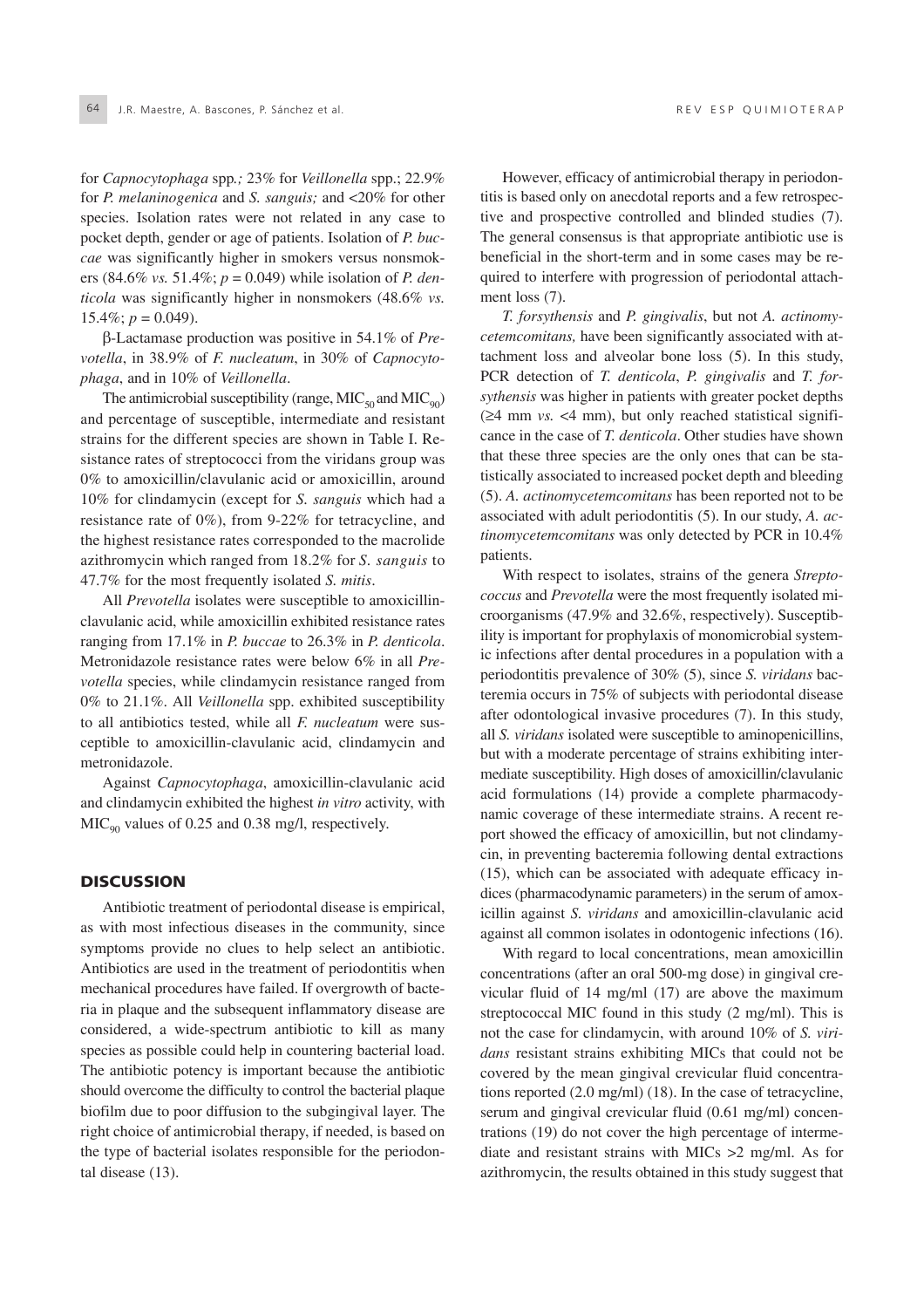for *Capnocytophaga* spp.*;* 23% for *Veillonella* spp.; 22.9% for *P. melaninogenica* and *S. sanguis;* and <20% for other species. Isolation rates were not related in any case to pocket depth, gender or age of patients. Isolation of *P. buccae* was significantly higher in smokers versus nonsmokers (84.6% *vs.* 51.4%; $p = 0.049$) while isolation of *P. denticola* was significantly higher in nonsmokers (48.6% *vs.* 15.4%; $p = 0.049$).

β-Lactamase production was positive in 54.1% of *Prevotella*, in 38.9% of *F. nucleatum*, in 30% of *Capnocytophaga*, and in 10% of *Veillonella*.

The antimicrobial susceptibility (range, $MIC_{50}$ and $MIC_{90}$) and percentage of susceptible, intermediate and resistant strains for the different species are shown in Table I. Resistance rates of streptococci from the viridans group was 0% to amoxicillin/clavulanic acid or amoxicillin, around 10% for clindamycin (except for *S. sanguis* which had a resistance rate of 0%), from 9-22% for tetracycline, and the highest resistance rates corresponded to the macrolide azithromycin which ranged from 18.2% for *S. sanguis* to 47.7% for the most frequently isolated *S. mitis*.

All *Prevotella* isolates were susceptible to amoxicillin-clavulanic acid, while amoxicillin exhibited resistance rates ranging from 17.1% in *P. buccae* to 26.3% in *P. denticola*. Metronidazole resistance rates were below 6% in all *Prevotella* species, while clindamycin resistance ranged from 0% to 21.1%. All *Veillonella* spp. exhibited susceptibility to all antibiotics tested, while all *F. nucleatum* were susceptible to amoxicillin-clavulanic acid, clindamycin and metronidazole.

Against *Capnocytophaga*, amoxicillin-clavulanic acid and clindamycin exhibited the highest *in vitro* activity, with $MIC_{90}$ values of 0.25 and 0.38 mg/l, respectively.

## DISCUSSION

Antibiotic treatment of periodontal disease is empirical, as with most infectious diseases in the community, since symptoms provide no clues to help select an antibiotic. Antibiotics are used in the treatment of periodontitis when mechanical procedures have failed. If overgrowth of bacteria in plaque and the subsequent inflammatory disease are considered, a wide-spectrum antibiotic to kill as many species as possible could help in countering bacterial load. The antibiotic potency is important because the antibiotic should overcome the difficulty to control the bacterial plaque biofilm due to poor diffusion to the subgingival layer. The right choice of antimicrobial therapy, if needed, is based on the type of bacterial isolates responsible for the periodontal disease (13).

However, efficacy of antimicrobial therapy in periodontitis is based only on anecdotal reports and a few retrospective and prospective controlled and blinded studies (7). The general consensus is that appropriate antibiotic use is beneficial in the short-term and in some cases may be required to interfere with progression of periodontal attachment loss (7).

*T. forsythensis* and *P. gingivalis*, but not *A. actinomycetemcomitans,* have been significantly associated with attachment loss and alveolar bone loss (5). In this study, PCR detection of *T. denticola*, *P. gingivalis* and *T. forsythensis* was higher in patients with greater pocket depths (≥4 mm *vs.* <4 mm), but only reached statistical significance in the case of *T. denticola*. Other studies have shown that these three species are the only ones that can be statistically associated to increased pocket depth and bleeding (5). *A. actinomycetemcomitans* has been reported not to be associated with adult periodontitis (5). In our study, *A. actinomycetemcomitans* was only detected by PCR in 10.4% patients.

With respect to isolates, strains of the genera *Streptococcus* and *Prevotella* were the most frequently isolated microorganisms (47.9% and 32.6%, respectively). Susceptibility is important for prophylaxis of monomicrobial systemic infections after dental procedures in a population with a periodontitis prevalence of 30% (5), since *S. viridans* bacteremia occurs in 75% of subjects with periodontal disease after odontological invasive procedures (7). In this study, all *S. viridans* isolated were susceptible to aminopenicillins, but with a moderate percentage of strains exhibiting intermediate susceptibility. High doses of amoxicillin/clavulanic acid formulations (14) provide a complete pharmacodynamic coverage of these intermediate strains. A recent report showed the efficacy of amoxicillin, but not clindamycin, in preventing bacteremia following dental extractions (15), which can be associated with adequate efficacy indices (pharmacodynamic parameters) in the serum of amoxicillin against *S. viridans* and amoxicillin-clavulanic acid against all common isolates in odontogenic infections (16).

With regard to local concentrations, mean amoxicillin concentrations (after an oral 500-mg dose) in gingival crevicular fluid of 14 mg/ml (17) are above the maximum streptococcal MIC found in this study (2 mg/ml). This is not the case for clindamycin, with around 10% of *S. viridans* resistant strains exhibiting MICs that could not be covered by the mean gingival crevicular fluid concentrations reported (2.0 mg/ml) (18). In the case of tetracycline, serum and gingival crevicular fluid (0.61 mg/ml) concentrations (19) do not cover the high percentage of intermediate and resistant strains with MICs >2 mg/ml. As for azithromycin, the results obtained in this study suggest that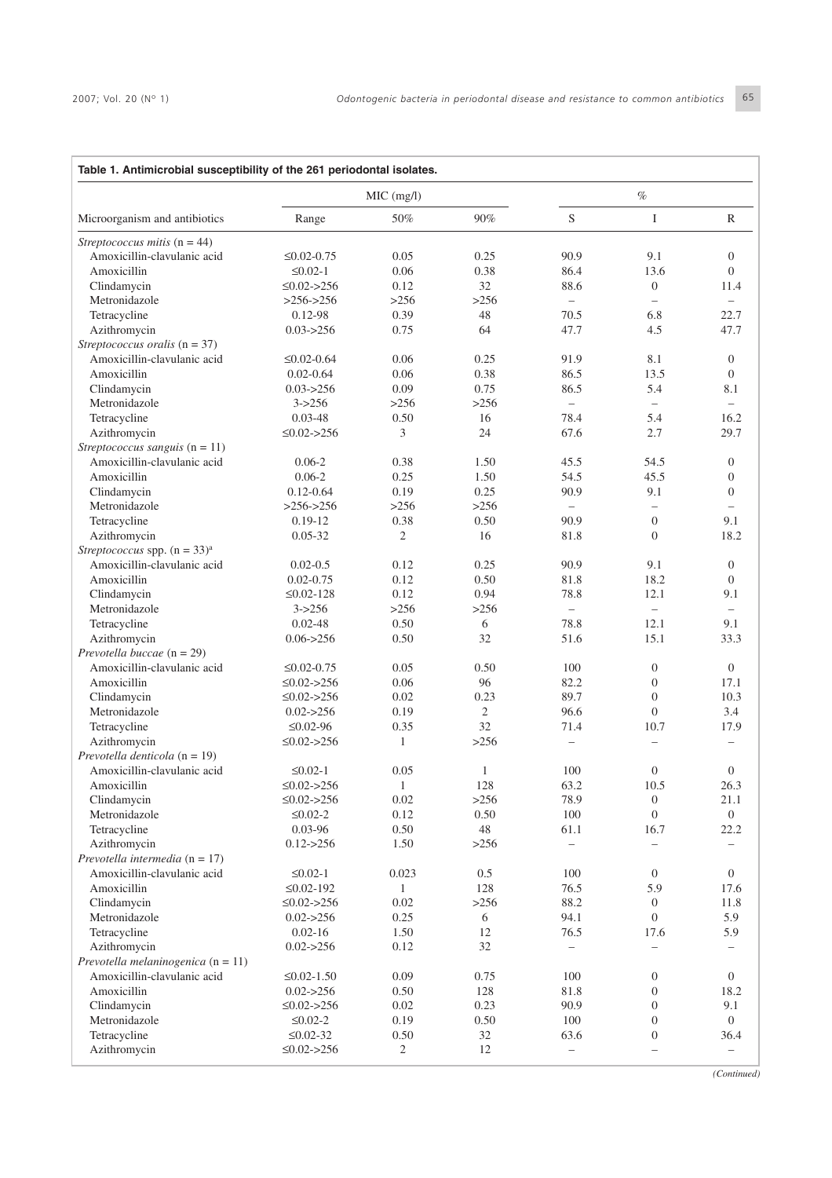**Table 1. Antimicrobial susceptibility of the 261 periodontal isolates.**

| Microorganism and antibiotics | MIC (mg/l) | | | % | | |
|---|---|---|---|---|---|---|
| | Range | 50% | 90% | S | I | R |
| *Streptococcus mitis* (n = 44) | | | | | | |
| Amoxicillin-clavulanic acid | ≤0.02-0.75 | 0.05 | 0.25 | 90.9 | 9.1 | 0 |
| Amoxicillin | ≤0.02-1 | 0.06 | 0.38 | 86.4 | 13.6 | 0 |
| Clindamycin | ≤0.02->256 | 0.12 | 32 | 88.6 | 0 | 11.4 |
| Metronidazole | >256->256 | >256 | >256 | – | – | – |
| Tetracycline | 0.12-98 | 0.39 | 48 | 70.5 | 6.8 | 22.7 |
| Azithromycin | 0.03->256 | 0.75 | 64 | 47.7 | 4.5 | 47.7 |
| *Streptococcus oralis* (n = 37) | | | | | | |
| Amoxicillin-clavulanic acid | ≤0.02-0.64 | 0.06 | 0.25 | 91.9 | 8.1 | 0 |
| Amoxicillin | 0.02-0.64 | 0.06 | 0.38 | 86.5 | 13.5 | 0 |
| Clindamycin | 0.03->256 | 0.09 | 0.75 | 86.5 | 5.4 | 8.1 |
| Metronidazole | 3->256 | >256 | >256 | – | – | – |
| Tetracycline | 0.03-48 | 0.50 | 16 | 78.4 | 5.4 | 16.2 |
| Azithromycin | ≤0.02->256 | 3 | 24 | 67.6 | 2.7 | 29.7 |
| *Streptococcus sanguis* (n = 11) | | | | | | |
| Amoxicillin-clavulanic acid | 0.06-2 | 0.38 | 1.50 | 45.5 | 54.5 | 0 |
| Amoxicillin | 0.06-2 | 0.25 | 1.50 | 54.5 | 45.5 | 0 |
| Clindamycin | 0.12-0.64 | 0.19 | 0.25 | 90.9 | 9.1 | 0 |
| Metronidazole | >256->256 | >256 | >256 | – | – | – |
| Tetracycline | 0.19-12 | 0.38 | 0.50 | 90.9 | 0 | 9.1 |
| Azithromycin | 0.05-32 | 2 | 16 | 81.8 | 0 | 18.2 |
| *Streptococcus* spp. (n = 33)[a] | | | | | | |
| Amoxicillin-clavulanic acid | 0.02-0.5 | 0.12 | 0.25 | 90.9 | 9.1 | 0 |
| Amoxicillin | 0.02-0.75 | 0.12 | 0.50 | 81.8 | 18.2 | 0 |
| Clindamycin | ≤0.02-128 | 0.12 | 0.94 | 78.8 | 12.1 | 9.1 |
| Metronidazole | 3->256 | >256 | >256 | – | – | – |
| Tetracycline | 0.02-48 | 0.50 | 6 | 78.8 | 12.1 | 9.1 |
| Azithromycin | 0.06->256 | 0.50 | 32 | 51.6 | 15.1 | 33.3 |
| *Prevotella buccae* (n = 29) | | | | | | |
| Amoxicillin-clavulanic acid | ≤0.02-0.75 | 0.05 | 0.50 | 100 | 0 | 0 |
| Amoxicillin | ≤0.02->256 | 0.06 | 96 | 82.2 | 0 | 17.1 |
| Clindamycin | ≤0.02->256 | 0.02 | 0.23 | 89.7 | 0 | 10.3 |
| Metronidazole | 0.02->256 | 0.19 | 2 | 96.6 | 0 | 3.4 |
| Tetracycline | ≤0.02-96 | 0.35 | 32 | 71.4 | 10.7 | 17.9 |
| Azithromycin | ≤0.02->256 | 1 | >256 | – | – | – |
| *Prevotella denticola* (n = 19) | | | | | | |
| Amoxicillin-clavulanic acid | ≤0.02-1 | 0.05 | 1 | 100 | 0 | 0 |
| Amoxicillin | ≤0.02->256 | 1 | 128 | 63.2 | 10.5 | 26.3 |
| Clindamycin | ≤0.02->256 | 0.02 | >256 | 78.9 | 0 | 21.1 |
| Metronidazole | ≤0.02-2 | 0.12 | 0.50 | 100 | 0 | 0 |
| Tetracycline | 0.03-96 | 0.50 | 48 | 61.1 | 16.7 | 22.2 |
| Azithromycin | 0.12->256 | 1.50 | >256 | – | – | – |
| *Prevotella intermedia* (n = 17) | | | | | | |
| Amoxicillin-clavulanic acid | ≤0.02-1 | 0.023 | 0.5 | 100 | 0 | 0 |
| Amoxicillin | ≤0.02-192 | 1 | 128 | 76.5 | 5.9 | 17.6 |
| Clindamycin | ≤0.02->256 | 0.02 | >256 | 88.2 | 0 | 11.8 |
| Metronidazole | 0.02->256 | 0.25 | 6 | 94.1 | 0 | 5.9 |
| Tetracycline | 0.02-16 | 1.50 | 12 | 76.5 | 17.6 | 5.9 |
| Azithromycin | 0.02->256 | 0.12 | 32 | – | – | – |
| *Prevotella melaninogenica* (n = 11) | | | | | | |
| Amoxicillin-clavulanic acid | ≤0.02-1.50 | 0.09 | 0.75 | 100 | 0 | 0 |
| Amoxicillin | 0.02->256 | 0.50 | 128 | 81.8 | 0 | 18.2 |
| Clindamycin | ≤0.02->256 | 0.02 | 0.23 | 90.9 | 0 | 9.1 |
| Metronidazole | ≤0.02-2 | 0.19 | 0.50 | 100 | 0 | 0 |
| Tetracycline | ≤0.02-32 | 0.50 | 32 | 63.6 | 0 | 36.4 |
| Azithromycin | ≤0.02->256 | 2 | 12 | – | – | – |

*(Continued)*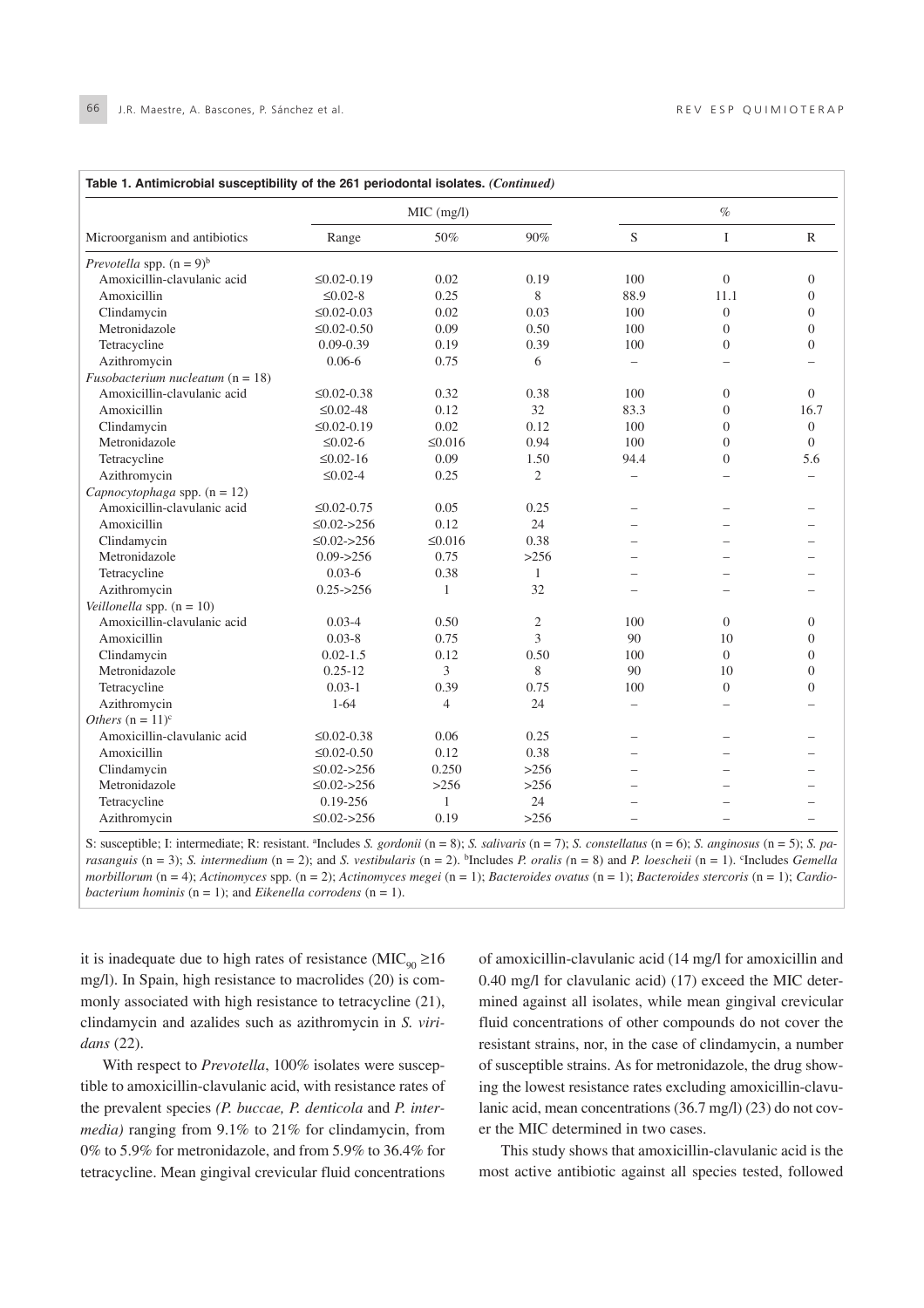**Table 1. Antimicrobial susceptibility of the 261 periodontal isolates.** ***(Continued)***

| Microorganism and antibiotics | MIC (mg/l) Range | 50% | 90% | % S | I | R |
|---|---|---|---|---|---|---|
| *Prevotella* spp. (n = 9)[b] | | | | | | |
| Amoxicillin-clavulanic acid | ≤0.02-0.19 | 0.02 | 0.19 | 100 | 0 | 0 |
| Amoxicillin | ≤0.02-8 | 0.25 | 8 | 88.9 | 11.1 | 0 |
| Clindamycin | ≤0.02-0.03 | 0.02 | 0.03 | 100 | 0 | 0 |
| Metronidazole | ≤0.02-0.50 | 0.09 | 0.50 | 100 | 0 | 0 |
| Tetracycline | 0.09-0.39 | 0.19 | 0.39 | 100 | 0 | 0 |
| Azithromycin | 0.06-6 | 0.75 | 6 | – | – | – |
| *Fusobacterium nucleatum* (n = 18) | | | | | | |
| Amoxicillin-clavulanic acid | ≤0.02-0.38 | 0.32 | 0.38 | 100 | 0 | 0 |
| Amoxicillin | ≤0.02-48 | 0.12 | 32 | 83.3 | 0 | 16.7 |
| Clindamycin | ≤0.02-0.19 | 0.02 | 0.12 | 100 | 0 | 0 |
| Metronidazole | ≤0.02-6 | ≤0.016 | 0.94 | 100 | 0 | 0 |
| Tetracycline | ≤0.02-16 | 0.09 | 1.50 | 94.4 | 0 | 5.6 |
| Azithromycin | ≤0.02-4 | 0.25 | 2 | – | – | – |
| *Capnocytophaga* spp. (n = 12) | | | | | | |
| Amoxicillin-clavulanic acid | ≤0.02-0.75 | 0.05 | 0.25 | – | – | – |
| Amoxicillin | ≤0.02->256 | 0.12 | 24 | – | – | – |
| Clindamycin | ≤0.02->256 | ≤0.016 | 0.38 | – | – | – |
| Metronidazole | 0.09->256 | 0.75 | >256 | – | – | – |
| Tetracycline | 0.03-6 | 0.38 | 1 | – | – | – |
| Azithromycin | 0.25->256 | 1 | 32 | – | – | – |
| *Veillonella* spp. (n = 10) | | | | | | |
| Amoxicillin-clavulanic acid | 0.03-4 | 0.50 | 2 | 100 | 0 | 0 |
| Amoxicillin | 0.03-8 | 0.75 | 3 | 90 | 10 | 0 |
| Clindamycin | 0.02-1.5 | 0.12 | 0.50 | 100 | 0 | 0 |
| Metronidazole | 0.25-12 | 3 | 8 | 90 | 10 | 0 |
| Tetracycline | 0.03-1 | 0.39 | 0.75 | 100 | 0 | 0 |
| Azithromycin | 1-64 | 4 | 24 | – | – | – |
| *Others* (n = 11)[c] | | | | | | |
| Amoxicillin-clavulanic acid | ≤0.02-0.38 | 0.06 | 0.25 | – | – | – |
| Amoxicillin | ≤0.02-0.50 | 0.12 | 0.38 | – | – | – |
| Clindamycin | ≤0.02->256 | 0.250 | >256 | – | – | – |
| Metronidazole | ≤0.02->256 | >256 | >256 | – | – | – |
| Tetracycline | 0.19-256 | 1 | 24 | – | – | – |
| Azithromycin | ≤0.02->256 | 0.19 | >256 | – | – | – |

S: susceptible; I: intermediate; R: resistant. [a]Includes *S. gordonii* (n = 8); *S. salivaris* (n = 7); *S. constellatus* (n = 6); *S. anginosus* (n = 5); *S. parasanguis* (n = 3); *S. intermedium* (n = 2); and *S. vestibularis* (n = 2). [b]Includes *P. oralis* (n = 8) and *P. loescheii* (n = 1). [c]Includes *Gemella morbillorum* (n = 4); *Actinomyces* spp. (n = 2); *Actinomyces megei* (n = 1); *Bacteroides ovatus* (n = 1); *Bacteroides stercoris* (n = 1); *Cardiobacterium hominis* (n = 1); and *Eikenella corrodens* (n = 1).

it is inadequate due to high rates of resistance ($MIC_{90}$ ≥16 mg/l). In Spain, high resistance to macrolides (20) is commonly associated with high resistance to tetracycline (21), clindamycin and azalides such as azithromycin in *S. viridans* (22).

With respect to *Prevotella*, 100% isolates were susceptible to amoxicillin-clavulanic acid, with resistance rates of the prevalent species *(P. buccae, P. denticola* and *P. intermedia)* ranging from 9.1% to 21% for clindamycin, from 0% to 5.9% for metronidazole, and from 5.9% to 36.4% for tetracycline. Mean gingival crevicular fluid concentrations of amoxicillin-clavulanic acid (14 mg/l for amoxicillin and 0.40 mg/l for clavulanic acid) (17) exceed the MIC determined against all isolates, while mean gingival crevicular fluid concentrations of other compounds do not cover the resistant strains, nor, in the case of clindamycin, a number of susceptible strains. As for metronidazole, the drug showing the lowest resistance rates excluding amoxicillin-clavulanic acid, mean concentrations (36.7 mg/l) (23) do not cover the MIC determined in two cases.

This study shows that amoxicillin-clavulanic acid is the most active antibiotic against all species tested, followed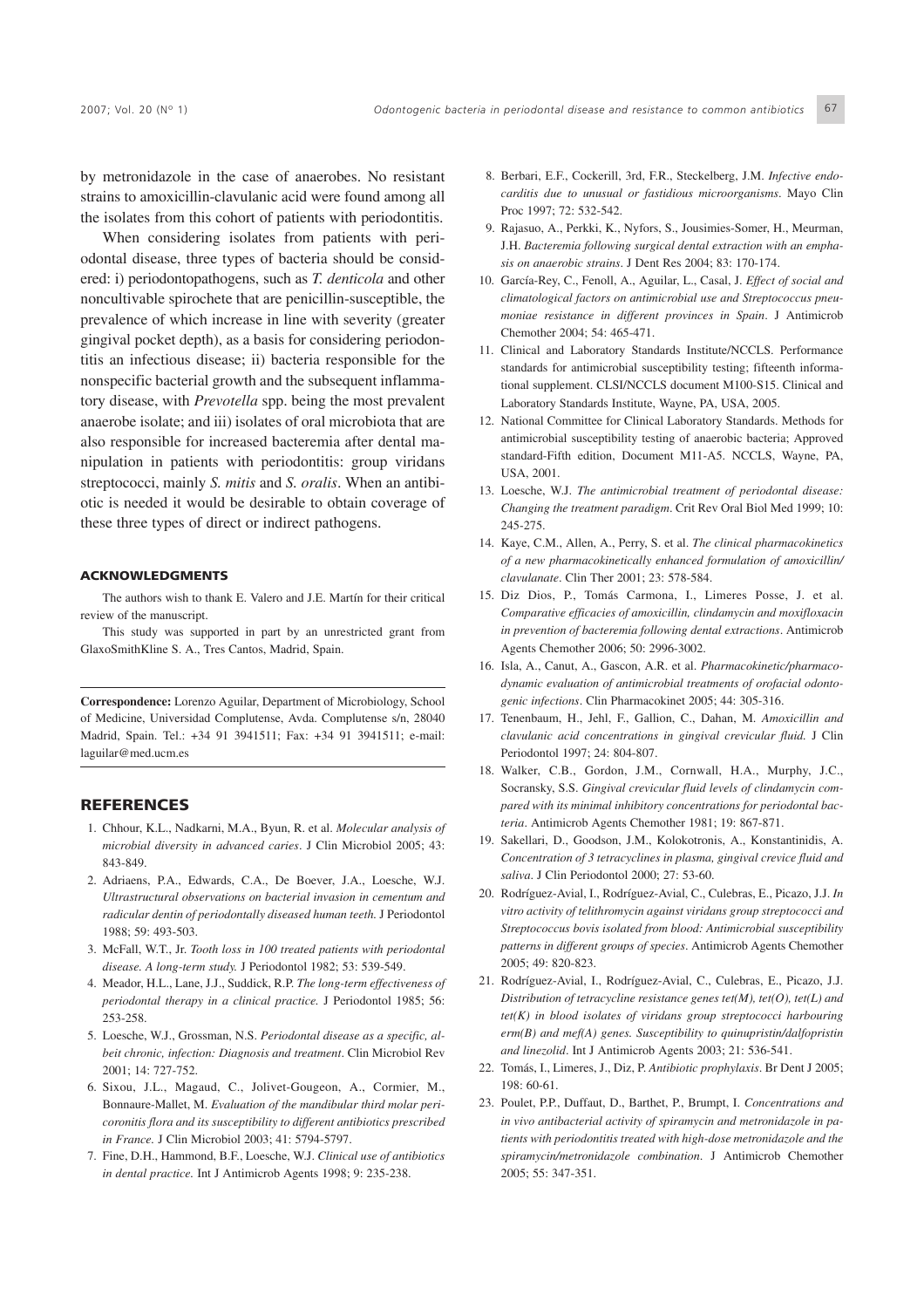by metronidazole in the case of anaerobes. No resistant strains to amoxicillin-clavulanic acid were found among all the isolates from this cohort of patients with periodontitis.

When considering isolates from patients with periodontal disease, three types of bacteria should be considered: i) periodontopathogens, such as *T. denticola* and other noncultivable spirochete that are penicillin-susceptible, the prevalence of which increase in line with severity (greater gingival pocket depth), as a basis for considering periodontitis an infectious disease; ii) bacteria responsible for the nonspecific bacterial growth and the subsequent inflammatory disease, with *Prevotella* spp. being the most prevalent anaerobe isolate; and iii) isolates of oral microbiota that are also responsible for increased bacteremia after dental manipulation in patients with periodontitis: group viridans streptococci, mainly *S. mitis* and *S. oralis*. When an antibiotic is needed it would be desirable to obtain coverage of these three types of direct or indirect pathogens.

## ACKNOWLEDGMENTS

The authors wish to thank E. Valero and J.E. Martín for their critical review of the manuscript.

This study was supported in part by an unrestricted grant from GlaxoSmithKline S. A., Tres Cantos, Madrid, Spain.

**Correspondence:** Lorenzo Aguilar, Department of Microbiology, School of Medicine, Universidad Complutense, Avda. Complutense s/n, 28040 Madrid, Spain. Tel.: +34 91 3941511; Fax: +34 91 3941511; e-mail: laguilar@med.ucm.es

## REFERENCES

1. Chhour, K.L., Nadkarni, M.A., Byun, R. et al. *Molecular analysis of microbial diversity in advanced caries*. J Clin Microbiol 2005; 43: 843-849.
2. Adriaens, P.A., Edwards, C.A., De Boever, J.A., Loesche, W.J. *Ultrastructural observations on bacterial invasion in cementum and radicular dentin of periodontally diseased human teeth.* J Periodontol 1988; 59: 493-503.
3. McFall, W.T., Jr. *Tooth loss in 100 treated patients with periodontal disease. A long-term study.* J Periodontol 1982; 53: 539-549.
4. Meador, H.L., Lane, J.J., Suddick, R.P. *The long-term effectiveness of periodontal therapy in a clinical practice.* J Periodontol 1985; 56: 253-258.
5. Loesche, W.J., Grossman, N.S. *Periodontal disease as a specific, albeit chronic, infection: Diagnosis and treatment*. Clin Microbiol Rev 2001; 14: 727-752.
6. Sixou, J.L., Magaud, C., Jolivet-Gougeon, A., Cormier, M., Bonnaure-Mallet, M. *Evaluation of the mandibular third molar pericoronitis flora and its susceptibility to different antibiotics prescribed in France.* J Clin Microbiol 2003; 41: 5794-5797.
7. Fine, D.H., Hammond, B.F., Loesche, W.J. *Clinical use of antibiotics in dental practice.* Int J Antimicrob Agents 1998; 9: 235-238.
8. Berbari, E.F., Cockerill, 3rd, F.R., Steckelberg, J.M. *Infective endocarditis due to unusual or fastidious microorganisms*. Mayo Clin Proc 1997; 72: 532-542.
9. Rajasuo, A., Perkki, K., Nyfors, S., Jousimies-Somer, H., Meurman, J.H. *Bacteremia following surgical dental extraction with an emphasis on anaerobic strains*. J Dent Res 2004; 83: 170-174.
10. García-Rey, C., Fenoll, A., Aguilar, L., Casal, J. *Effect of social and climatological factors on antimicrobial use and Streptococcus pneumoniae resistance in different provinces in Spain*. J Antimicrob Chemother 2004; 54: 465-471.
11. Clinical and Laboratory Standards Institute/NCCLS. Performance standards for antimicrobial susceptibility testing; fifteenth informational supplement. CLSI/NCCLS document M100-S15. Clinical and Laboratory Standards Institute, Wayne, PA, USA, 2005.
12. National Committee for Clinical Laboratory Standards. Methods for antimicrobial susceptibility testing of anaerobic bacteria; Approved standard-Fifth edition, Document M11-A5. NCCLS, Wayne, PA, USA, 2001.
13. Loesche, W.J. *The antimicrobial treatment of periodontal disease: Changing the treatment paradigm*. Crit Rev Oral Biol Med 1999; 10: 245-275.
14. Kaye, C.M., Allen, A., Perry, S. et al. *The clinical pharmacokinetics of a new pharmacokinetically enhanced formulation of amoxicillin/ clavulanate*. Clin Ther 2001; 23: 578-584.
15. Diz Dios, P., Tomás Carmona, I., Limeres Posse, J. et al. *Comparative efficacies of amoxicillin, clindamycin and moxifloxacin in prevention of bacteremia following dental extractions*. Antimicrob Agents Chemother 2006; 50: 2996-3002.
16. Isla, A., Canut, A., Gascon, A.R. et al. *Pharmacokinetic/pharmacodynamic evaluation of antimicrobial treatments of orofacial odontogenic infections*. Clin Pharmacokinet 2005; 44: 305-316.
17. Tenenbaum, H., Jehl, F., Gallion, C., Dahan, M. *Amoxicillin and clavulanic acid concentrations in gingival crevicular fluid.* J Clin Periodontol 1997; 24: 804-807.
18. Walker, C.B., Gordon, J.M., Cornwall, H.A., Murphy, J.C., Socransky, S.S. *Gingival crevicular fluid levels of clindamycin compared with its minimal inhibitory concentrations for periodontal bacteria*. Antimicrob Agents Chemother 1981; 19: 867-871.
19. Sakellari, D., Goodson, J.M., Kolokotronis, A., Konstantinidis, A. *Concentration of 3 tetracyclines in plasma, gingival crevice fluid and saliva*. J Clin Periodontol 2000; 27: 53-60.
20. Rodríguez-Avial, I., Rodríguez-Avial, C., Culebras, E., Picazo, J.J. *In vitro activity of telithromycin against viridans group streptococci and Streptococcus bovis isolated from blood: Antimicrobial susceptibility patterns in different groups of species*. Antimicrob Agents Chemother 2005; 49: 820-823.
21. Rodríguez-Avial, I., Rodríguez-Avial, C., Culebras, E., Picazo, J.J. *Distribution of tetracycline resistance genes tet(M), tet(O), tet(L) and tet(K) in blood isolates of viridans group streptococci harbouring erm(B) and mef(A) genes. Susceptibility to quinupristin/dalfopristin and linezolid*. Int J Antimicrob Agents 2003; 21: 536-541.
22. Tomás, I., Limeres, J., Diz, P. *Antibiotic prophylaxis*. Br Dent J 2005; 198: 60-61.
23. Poulet, P.P., Duffaut, D., Barthet, P., Brumpt, I. *Concentrations and in vivo antibacterial activity of spiramycin and metronidazole in patients with periodontitis treated with high-dose metronidazole and the spiramycin/metronidazole combination*. J Antimicrob Chemother 2005; 55: 347-351.